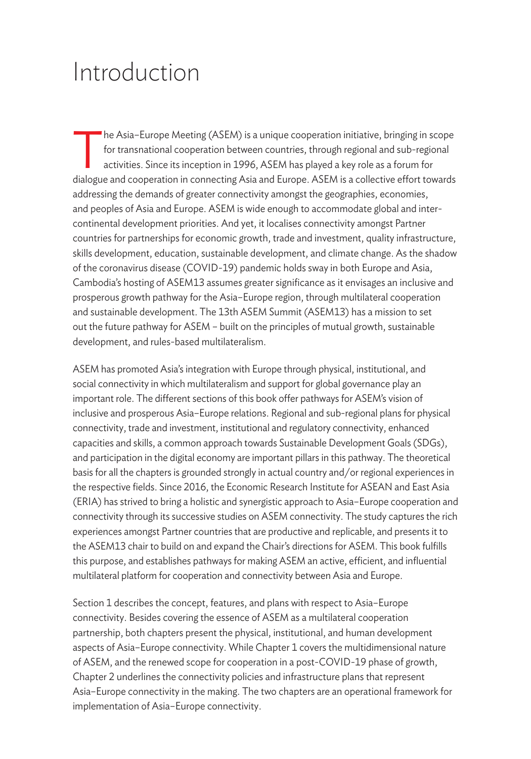# Introduction

The Asia–Europe Meeting (ASEM) is a unique cooperation initiative, bringing in scope for transnational cooperation between countries, through regional and sub-regional activities. Since its inception in 1996, ASEM has played a key role as a forum for dialogue and cooperation in connecting Asia and Europe. ASEM is a collective effort towards addressing the demands of greater connectivity amongst the geographies, economies, and peoples of Asia and Europe. ASEM is wide enough to accommodate global and inter-continental development priorities. And yet, it localises connectivity amongst Partner countries for partnerships for economic growth, trade and investment, quality infrastructure, skills development, education, sustainable development, and climate change. As the shadow of the coronavirus disease (COVID-19) pandemic holds sway in both Europe and Asia, Cambodia's hosting of ASEM13 assumes greater significance as it envisages an inclusive and prosperous growth pathway for the Asia–Europe region, through multilateral cooperation and sustainable development. The 13th ASEM Summit (ASEM13) has a mission to set out the future pathway for ASEM – built on the principles of mutual growth, sustainable development, and rules-based multilateralism.

ASEM has promoted Asia's integration with Europe through physical, institutional, and social connectivity in which multilateralism and support for global governance play an important role. The different sections of this book offer pathways for ASEM's vision of inclusive and prosperous Asia–Europe relations. Regional and sub-regional plans for physical connectivity, trade and investment, institutional and regulatory connectivity, enhanced capacities and skills, a common approach towards Sustainable Development Goals (SDGs), and participation in the digital economy are important pillars in this pathway. The theoretical basis for all the chapters is grounded strongly in actual country and/or regional experiences in the respective fields. Since 2016, the Economic Research Institute for ASEAN and East Asia (ERIA) has strived to bring a holistic and synergistic approach to Asia–Europe cooperation and connectivity through its successive studies on ASEM connectivity. The study captures the rich experiences amongst Partner countries that are productive and replicable, and presents it to the ASEM13 chair to build on and expand the Chair's directions for ASEM. This book fulfills this purpose, and establishes pathways for making ASEM an active, efficient, and influential multilateral platform for cooperation and connectivity between Asia and Europe.

Section 1 describes the concept, features, and plans with respect to Asia–Europe connectivity. Besides covering the essence of ASEM as a multilateral cooperation partnership, both chapters present the physical, institutional, and human development aspects of Asia–Europe connectivity. While Chapter 1 covers the multidimensional nature of ASEM, and the renewed scope for cooperation in a post-COVID-19 phase of growth, Chapter 2 underlines the connectivity policies and infrastructure plans that represent Asia–Europe connectivity in the making. The two chapters are an operational framework for implementation of Asia–Europe connectivity.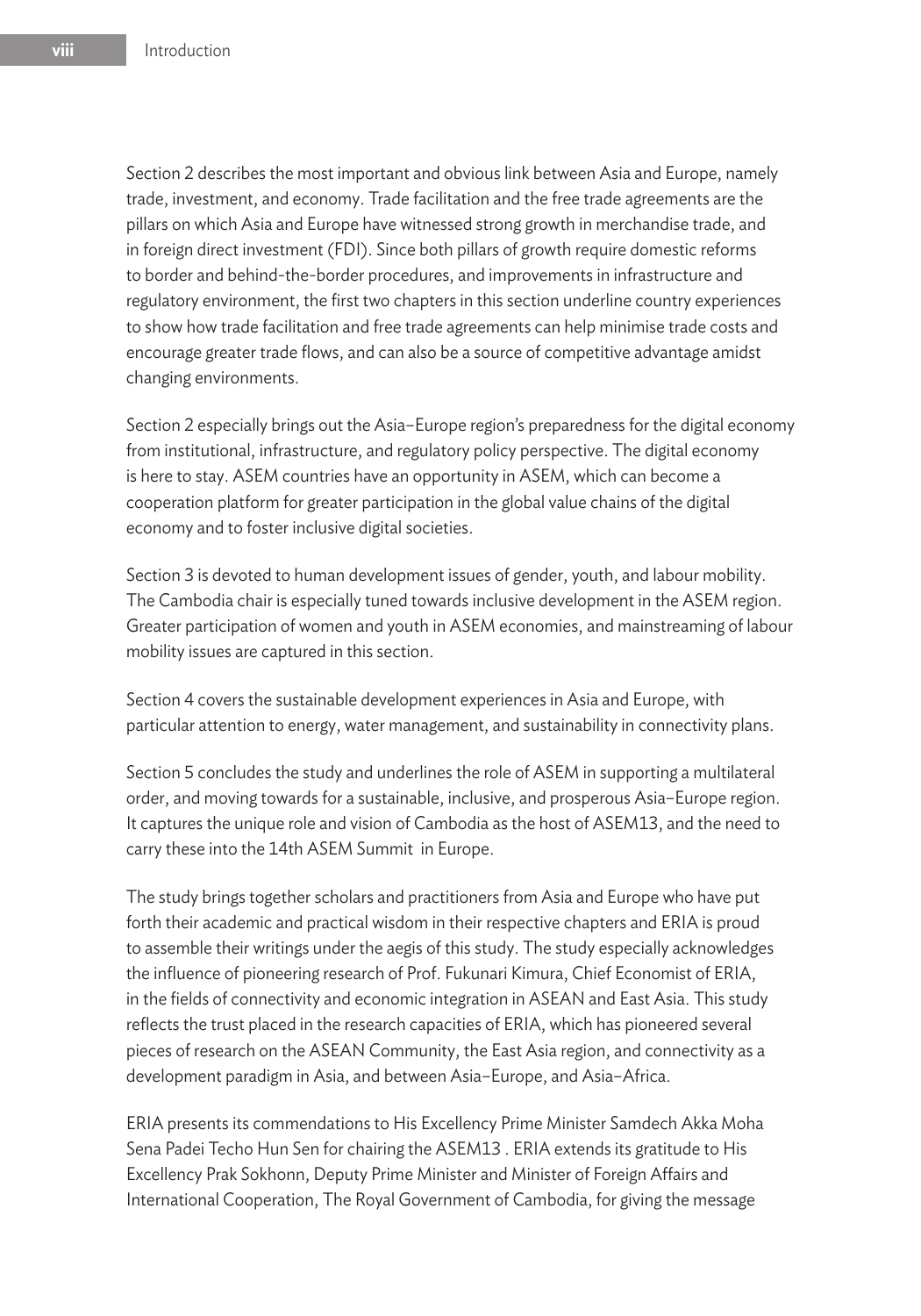Section 2 describes the most important and obvious link between Asia and Europe, namely trade, investment, and economy. Trade facilitation and the free trade agreements are the pillars on which Asia and Europe have witnessed strong growth in merchandise trade, and in foreign direct investment (FDI). Since both pillars of growth require domestic reforms to border and behind-the-border procedures, and improvements in infrastructure and regulatory environment, the first two chapters in this section underline country experiences to show how trade facilitation and free trade agreements can help minimise trade costs and encourage greater trade flows, and can also be a source of competitive advantage amidst changing environments.

Section 2 especially brings out the Asia–Europe region's preparedness for the digital economy from institutional, infrastructure, and regulatory policy perspective. The digital economy is here to stay. ASEM countries have an opportunity in ASEM, which can become a cooperation platform for greater participation in the global value chains of the digital economy and to foster inclusive digital societies.

Section 3 is devoted to human development issues of gender, youth, and labour mobility. The Cambodia chair is especially tuned towards inclusive development in the ASEM region. Greater participation of women and youth in ASEM economies, and mainstreaming of labour mobility issues are captured in this section.

Section 4 covers the sustainable development experiences in Asia and Europe, with particular attention to energy, water management, and sustainability in connectivity plans.

Section 5 concludes the study and underlines the role of ASEM in supporting a multilateral order, and moving towards for a sustainable, inclusive, and prosperous Asia–Europe region. It captures the unique role and vision of Cambodia as the host of ASEM13, and the need to carry these into the 14th ASEM Summit in Europe.

The study brings together scholars and practitioners from Asia and Europe who have put forth their academic and practical wisdom in their respective chapters and ERIA is proud to assemble their writings under the aegis of this study. The study especially acknowledges the influence of pioneering research of Prof. Fukunari Kimura, Chief Economist of ERIA, in the fields of connectivity and economic integration in ASEAN and East Asia. This study reflects the trust placed in the research capacities of ERIA, which has pioneered several pieces of research on the ASEAN Community, the East Asia region, and connectivity as a development paradigm in Asia, and between Asia–Europe, and Asia–Africa.

ERIA presents its commendations to His Excellency Prime Minister Samdech Akka Moha Sena Padei Techo Hun Sen for chairing the ASEM13 . ERIA extends its gratitude to His Excellency Prak Sokhonn, Deputy Prime Minister and Minister of Foreign Affairs and International Cooperation, The Royal Government of Cambodia, for giving the message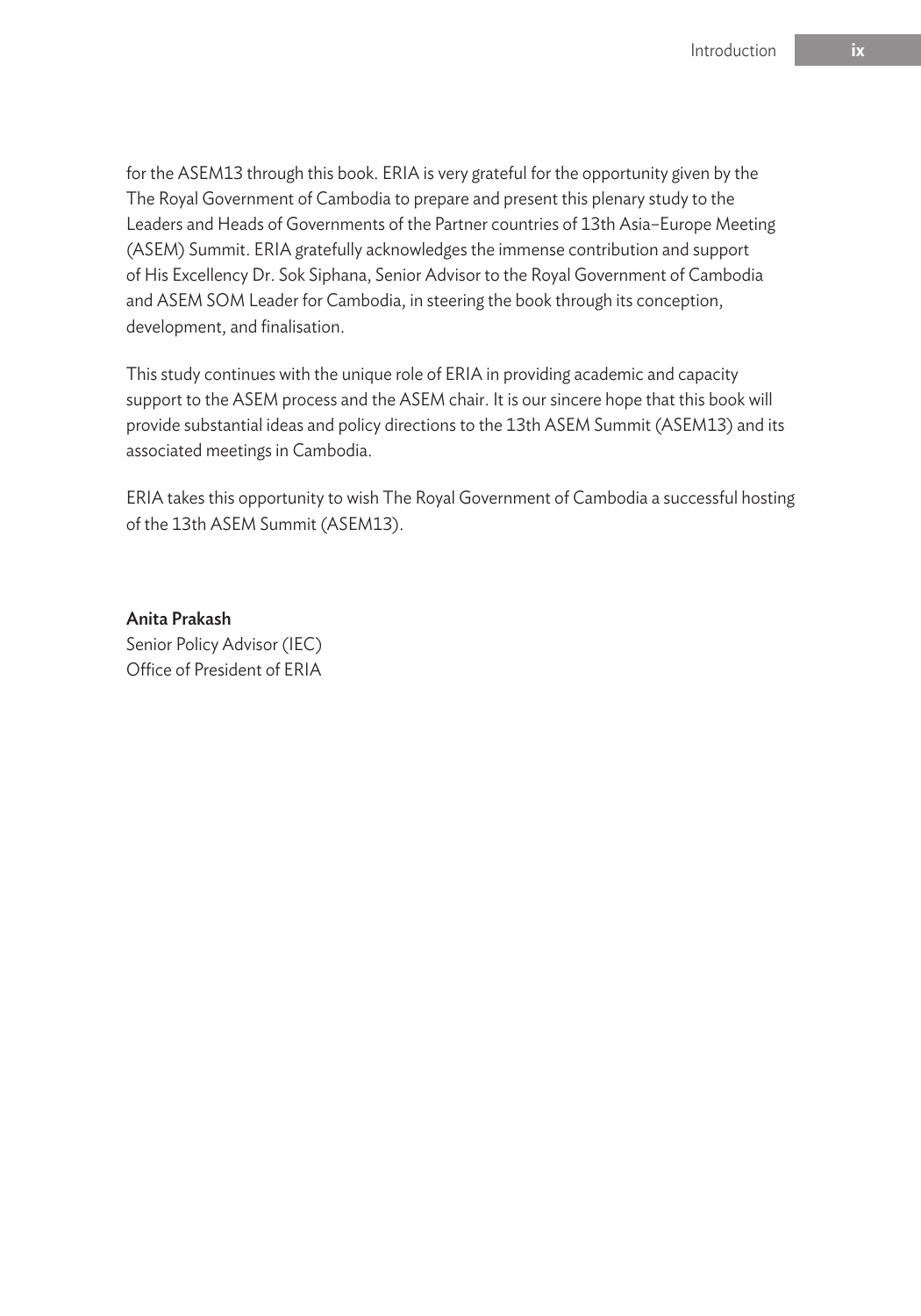for the ASEM13 through this book. ERIA is very grateful for the opportunity given by the The Royal Government of Cambodia to prepare and present this plenary study to the Leaders and Heads of Governments of the Partner countries of 13th Asia–Europe Meeting (ASEM) Summit. ERIA gratefully acknowledges the immense contribution and support of His Excellency Dr. Sok Siphana, Senior Advisor to the Royal Government of Cambodia and ASEM SOM Leader for Cambodia, in steering the book through its conception, development, and finalisation.

This study continues with the unique role of ERIA in providing academic and capacity support to the ASEM process and the ASEM chair. It is our sincere hope that this book will provide substantial ideas and policy directions to the 13th ASEM Summit (ASEM13) and its associated meetings in Cambodia.

ERIA takes this opportunity to wish The Royal Government of Cambodia a successful hosting of the 13th ASEM Summit (ASEM13).

**Anita Prakash**
Senior Policy Advisor (IEC)
Office of President of ERIA